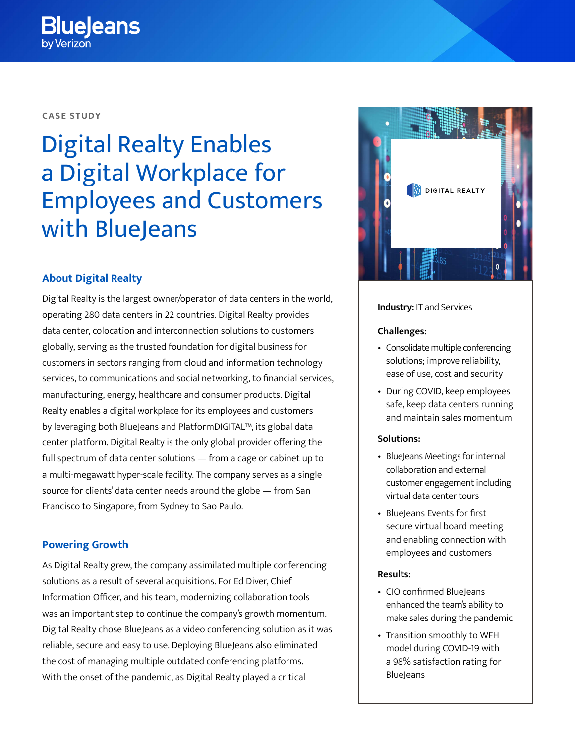CASE STUDY

# Digital Realty Enables a Digital Workplace for Employees and Customers with BlueJeans

## About Digital Realty

Digital Realty is the largest owner/operator of data centers in the world, operating 280 data centers in 22 countries. Digital Realty provides data center, colocation and interconnection solutions to customers globally, serving as the trusted foundation for digital business for customers in sectors ranging from cloud and information technology services, to communications and social networking, to financial services, manufacturing, energy, healthcare and consumer products. Digital Realty enables a digital workplace for its employees and customers by leveraging both BlueJeans and PlatformDIGITAL™, its global data center platform. Digital Realty is the only global provider offering the full spectrum of data center solutions — from a cage or cabinet up to a multi-megawatt hyper-scale facility. The company serves as a single source for clients' data center needs around the globe — from San Francisco to Singapore, from Sydney to Sao Paulo.

## Powering Growth

As Digital Realty grew, the company assimilated multiple conferencing solutions as a result of several acquisitions. For Ed Diver, Chief Information Officer, and his team, modernizing collaboration tools was an important step to continue the company's growth momentum. Digital Realty chose BlueJeans as a video conferencing solution as it was reliable, secure and easy to use. Deploying BlueJeans also eliminated the cost of managing multiple outdated conferencing platforms. With the onset of the pandemic, as Digital Realty played a critical

DIGITAL REALTY

**Industry:** IT and Services

**Challenges:**

- Consolidate multiple conferencing solutions; improve reliability, ease of use, cost and security
- During COVID, keep employees safe, keep data centers running and maintain sales momentum

**Solutions:**

- BlueJeans Meetings for internal collaboration and external customer engagement including virtual data center tours
- BlueJeans Events for first secure virtual board meeting and enabling connection with employees and customers

**Results:**

- CIO confirmed BlueJeans enhanced the team's ability to make sales during the pandemic
- Transition smoothly to WFH model during COVID-19 with a 98% satisfaction rating for BlueJeans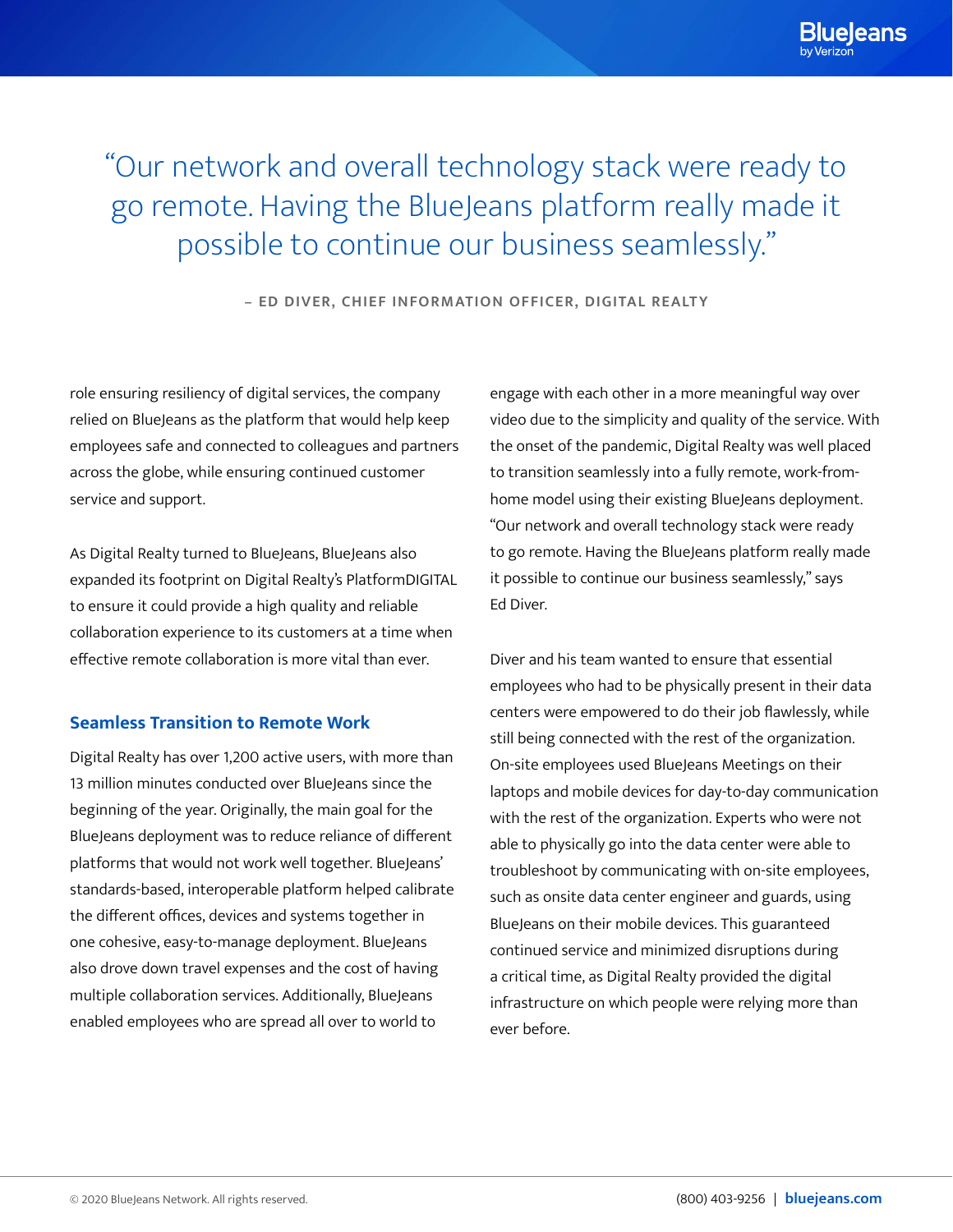> “Our network and overall technology stack were ready to go remote. Having the BlueJeans platform really made it possible to continue our business seamlessly.”
>
> – ED DIVER, CHIEF INFORMATION OFFICER, DIGITAL REALTY

role ensuring resiliency of digital services, the company relied on BlueJeans as the platform that would help keep employees safe and connected to colleagues and partners across the globe, while ensuring continued customer service and support.

As Digital Realty turned to BlueJeans, BlueJeans also expanded its footprint on Digital Realty's PlatformDIGITAL to ensure it could provide a high quality and reliable collaboration experience to its customers at a time when effective remote collaboration is more vital than ever.

## Seamless Transition to Remote Work

Digital Realty has over 1,200 active users, with more than 13 million minutes conducted over BlueJeans since the beginning of the year. Originally, the main goal for the BlueJeans deployment was to reduce reliance of different platforms that would not work well together. BlueJeans' standards-based, interoperable platform helped calibrate the different offices, devices and systems together in one cohesive, easy-to-manage deployment. BlueJeans also drove down travel expenses and the cost of having multiple collaboration services. Additionally, BlueJeans enabled employees who are spread all over to world to engage with each other in a more meaningful way over video due to the simplicity and quality of the service. With the onset of the pandemic, Digital Realty was well placed to transition seamlessly into a fully remote, work-from-home model using their existing BlueJeans deployment. “Our network and overall technology stack were ready to go remote. Having the BlueJeans platform really made it possible to continue our business seamlessly,” says Ed Diver.

Diver and his team wanted to ensure that essential employees who had to be physically present in their data centers were empowered to do their job flawlessly, while still being connected with the rest of the organization. On-site employees used BlueJeans Meetings on their laptops and mobile devices for day-to-day communication with the rest of the organization. Experts who were not able to physically go into the data center were able to troubleshoot by communicating with on-site employees, such as onsite data center engineer and guards, using BlueJeans on their mobile devices. This guaranteed continued service and minimized disruptions during a critical time, as Digital Realty provided the digital infrastructure on which people were relying more than ever before.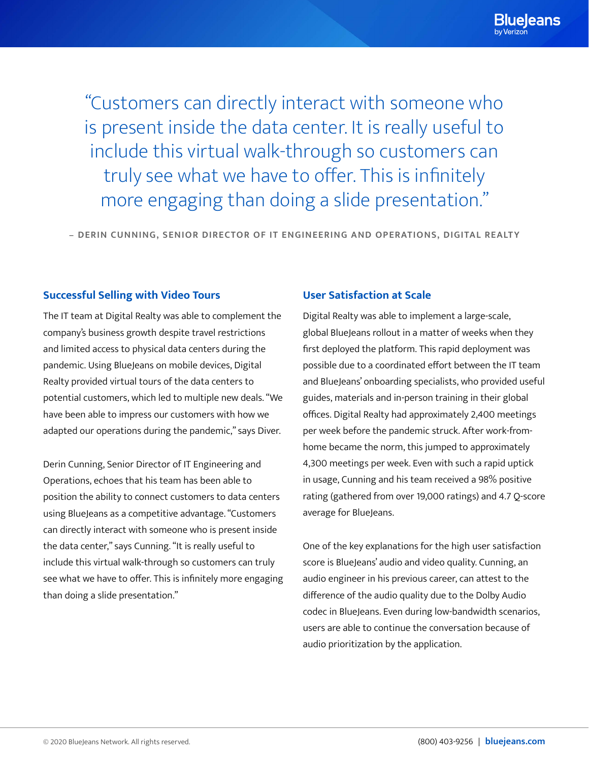> "Customers can directly interact with someone who is present inside the data center. It is really useful to include this virtual walk-through so customers can truly see what we have to offer. This is infinitely more engaging than doing a slide presentation."
>
> – DERIN CUNNING, SENIOR DIRECTOR OF IT ENGINEERING AND OPERATIONS, DIGITAL REALTY

### Successful Selling with Video Tours

The IT team at Digital Realty was able to complement the company's business growth despite travel restrictions and limited access to physical data centers during the pandemic. Using BlueJeans on mobile devices, Digital Realty provided virtual tours of the data centers to potential customers, which led to multiple new deals. "We have been able to impress our customers with how we adapted our operations during the pandemic," says Diver.

Derin Cunning, Senior Director of IT Engineering and Operations, echoes that his team has been able to position the ability to connect customers to data centers using BlueJeans as a competitive advantage. "Customers can directly interact with someone who is present inside the data center," says Cunning. "It is really useful to include this virtual walk-through so customers can truly see what we have to offer. This is infinitely more engaging than doing a slide presentation."

### User Satisfaction at Scale

Digital Realty was able to implement a large-scale, global BlueJeans rollout in a matter of weeks when they first deployed the platform. This rapid deployment was possible due to a coordinated effort between the IT team and BlueJeans' onboarding specialists, who provided useful guides, materials and in-person training in their global offices. Digital Realty had approximately 2,400 meetings per week before the pandemic struck. After work-from-home became the norm, this jumped to approximately 4,300 meetings per week. Even with such a rapid uptick in usage, Cunning and his team received a 98% positive rating (gathered from over 19,000 ratings) and 4.7 Q-score average for BlueJeans.

One of the key explanations for the high user satisfaction score is BlueJeans' audio and video quality. Cunning, an audio engineer in his previous career, can attest to the difference of the audio quality due to the Dolby Audio codec in BlueJeans. Even during low-bandwidth scenarios, users are able to continue the conversation because of audio prioritization by the application.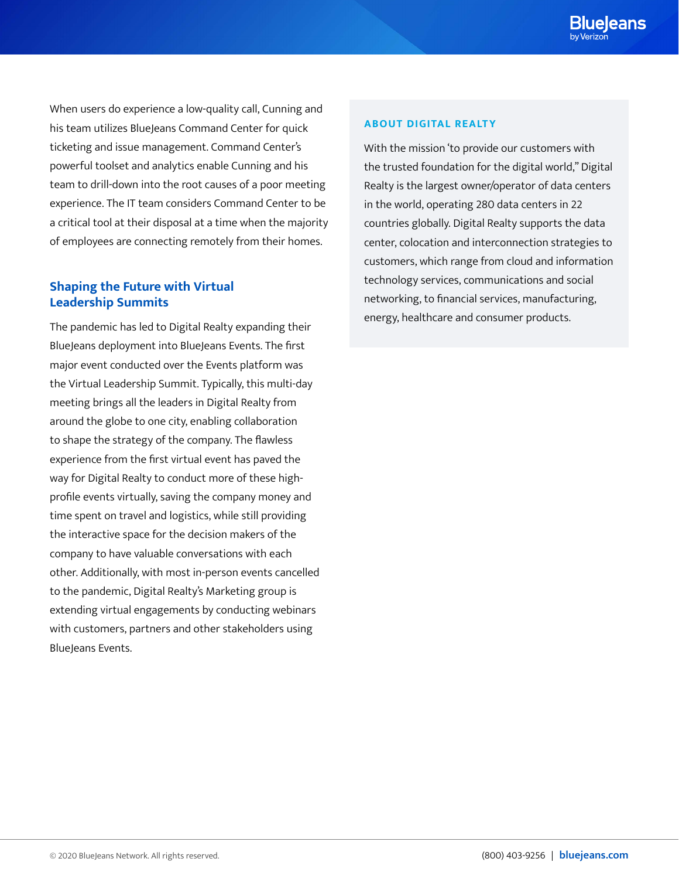When users do experience a low-quality call, Cunning and his team utilizes BlueJeans Command Center for quick ticketing and issue management. Command Center's powerful toolset and analytics enable Cunning and his team to drill-down into the root causes of a poor meeting experience. The IT team considers Command Center to be a critical tool at their disposal at a time when the majority of employees are connecting remotely from their homes.

## Shaping the Future with Virtual Leadership Summits

The pandemic has led to Digital Realty expanding their BlueJeans deployment into BlueJeans Events. The first major event conducted over the Events platform was the Virtual Leadership Summit. Typically, this multi-day meeting brings all the leaders in Digital Realty from around the globe to one city, enabling collaboration to shape the strategy of the company. The flawless experience from the first virtual event has paved the way for Digital Realty to conduct more of these high-profile events virtually, saving the company money and time spent on travel and logistics, while still providing the interactive space for the decision makers of the company to have valuable conversations with each other. Additionally, with most in-person events cancelled to the pandemic, Digital Realty's Marketing group is extending virtual engagements by conducting webinars with customers, partners and other stakeholders using BlueJeans Events.

### ABOUT DIGITAL REALTY

With the mission 'to provide our customers with the trusted foundation for the digital world," Digital Realty is the largest owner/operator of data centers in the world, operating 280 data centers in 22 countries globally. Digital Realty supports the data center, colocation and interconnection strategies to customers, which range from cloud and information technology services, communications and social networking, to financial services, manufacturing, energy, healthcare and consumer products.

© 2020 BlueJeans Network. All rights reserved.

(800) 403-9256 | **bluejeans.com**